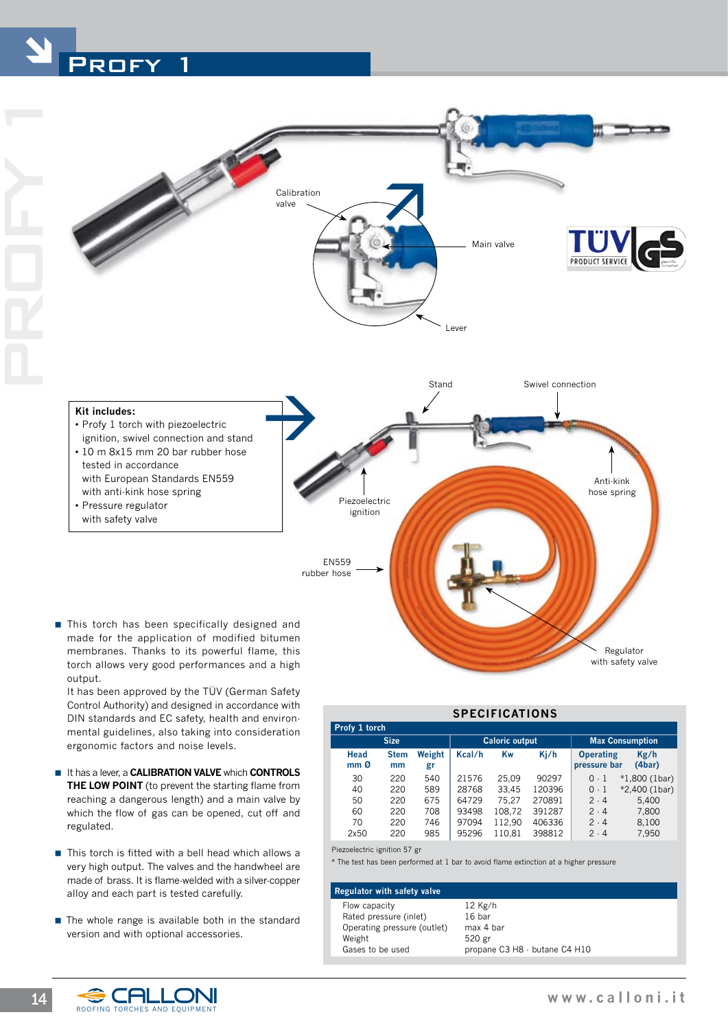# PROFY 1

Calibration valve

Main valve

Lever

Stand

Swivel connection

**Kit includes:**

- Profy 1 torch with piezoelectric ignition, swivel connection and stand
- 10 m 8x15 mm 20 bar rubber hose tested in accordance with European Standards EN559 with anti-kink hose spring
- Pressure regulator with safety valve

Piezoelectric ignition

Anti-kink hose spring

EN559 rubber hose

Regulator with safety valve

- This torch has been specifically designed and made for the application of modified bitumen membranes. Thanks to its powerful flame, this torch allows very good performances and a high output.
  It has been approved by the TÜV (German Safety Control Authority) and designed in accordance with DIN standards and EC safety, health and environmental guidelines, also taking into consideration ergonomic factors and noise levels.

- It has a lever, a **CALIBRATION VALVE** which **CONTROLS THE LOW POINT** (to prevent the starting flame from reaching a dangerous length) and a main valve by which the flow of gas can be opened, cut off and regulated.

- This torch is fitted with a bell head which allows a very high output. The valves and the handwheel are made of brass. It is flame-welded with a silver-copper alloy and each part is tested carefully.

- The whole range is available both in the standard version and with optional accessories.

## SPECIFICATIONS

**Profy 1 torch**

| Size | | | Caloric output | | | Max Consumption | |
|---|---|---|---|---|---|---|---|
| Head mm Ø | Stem mm | Weight gr | Kcal/h | Kw | Kj/h | Operating pressure bar | Kg/h (4bar) |
| 30 | 220 | 540 | 21576 | 25,09 | 90297 | 0 · 1 | *1,800 (1bar) |
| 40 | 220 | 589 | 28768 | 33,45 | 120396 | 0 · 1 | *2,400 (1bar) |
| 50 | 220 | 675 | 64729 | 75,27 | 270891 | 2 · 4 | 5,400 |
| 60 | 220 | 708 | 93498 | 108,72 | 391287 | 2 · 4 | 7,800 |
| 70 | 220 | 746 | 97094 | 112,90 | 406336 | 2 · 4 | 8,100 |
| 2x50 | 220 | 985 | 95296 | 110,81 | 398812 | 2 · 4 | 7,950 |

Piezoelectric ignition 57 gr

* The test has been performed at 1 bar to avoid flame extinction at a higher pressure

**Regulator with safety valve**

| | |
|---|---|
| Flow capacity | 12 Kg/h |
| Rated pressure (inlet) | 16 bar |
| Operating pressure (outlet) | max 4 bar |
| Weight | 520 gr |
| Gases to be used | propane C3 H8 · butane C4 H10 |

CALLONI ROOFING TORCHES AND EQUIPMENT

www.calloni.it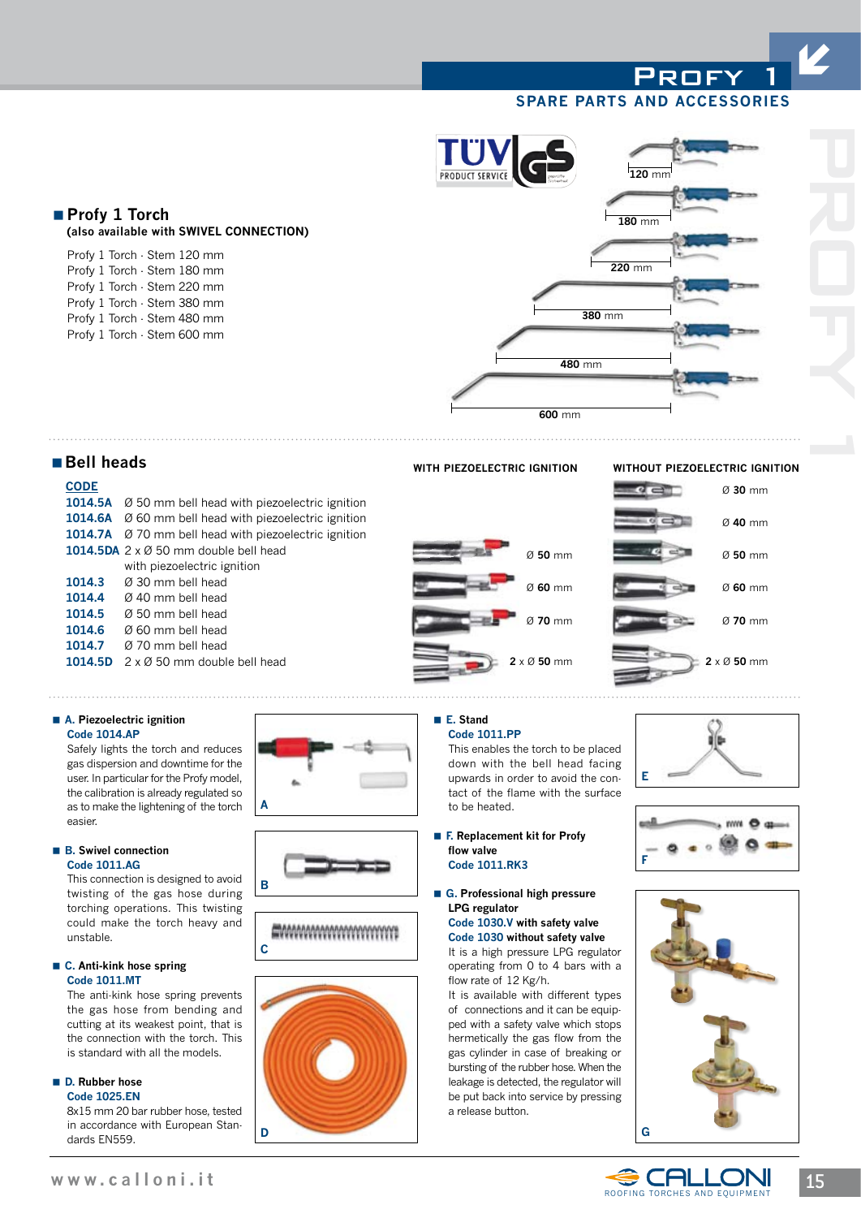# Profy 1

## SPARE PARTS AND ACCESSORIES

### Profy 1 Torch

**(also available with SWIVEL CONNECTION)**

Profy 1 Torch · Stem 120 mm
Profy 1 Torch · Stem 180 mm
Profy 1 Torch · Stem 220 mm
Profy 1 Torch · Stem 380 mm
Profy 1 Torch · Stem 480 mm
Profy 1 Torch · Stem 600 mm

120 mm
180 mm
220 mm
380 mm
480 mm
600 mm

### Bell heads

| CODE | |
|---|---|
| **1014.5A** | Ø 50 mm bell head with piezoelectric ignition |
| **1014.6A** | Ø 60 mm bell head with piezoelectric ignition |
| **1014.7A** | Ø 70 mm bell head with piezoelectric ignition |
| **1014.5DA** | 2 x Ø 50 mm double bell head with piezoelectric ignition |
| **1014.3** | Ø 30 mm bell head |
| **1014.4** | Ø 40 mm bell head |
| **1014.5** | Ø 50 mm bell head |
| **1014.6** | Ø 60 mm bell head |
| **1014.7** | Ø 70 mm bell head |
| **1014.5D** | 2 x Ø 50 mm double bell head |

WITH PIEZOELECTRIC IGNITION

Ø 50 mm
Ø 60 mm
Ø 70 mm
2 x Ø 50 mm

WITHOUT PIEZOELECTRIC IGNITION

Ø 30 mm
Ø 40 mm
Ø 50 mm
Ø 60 mm
Ø 70 mm
2 x Ø 50 mm

#### A. Piezoelectric ignition

**Code 1014.AP**

Safely lights the torch and reduces gas dispersion and downtime for the user. In particular for the Profy model, the calibration is already regulated so as to make the lightening of the torch easier.

#### B. Swivel connection

**Code 1011.AG**

This connection is designed to avoid twisting of the gas hose during torching operations. This twisting could make the torch heavy and unstable.

#### C. Anti-kink hose spring

**Code 1011.MT**

The anti-kink hose spring prevents the gas hose from bending and cutting at its weakest point, that is the connection with the torch. This is standard with all the models.

#### D. Rubber hose

**Code 1025.EN**

8x15 mm 20 bar rubber hose, tested in accordance with European Standards EN559.

#### E. Stand

**Code 1011.PP**

This enables the torch to be placed down with the bell head facing upwards in order to avoid the contact of the flame with the surface to be heated.

#### F. Replacement kit for Profy flow valve

**Code 1011.RK3**

#### G. Professional high pressure LPG regulator

**Code 1030.V** with safety valve
**Code 1030** without safety valve

It is a high pressure LPG regulator operating from 0 to 4 bars with a flow rate of 12 Kg/h.

It is available with different types of connections and it can be equipped with a safety valve which stops hermetically the gas flow from the gas cylinder in case of breaking or bursting of the rubber hose. When the leakage is detected, the regulator will be put back into service by pressing a release button.

A
B
C
D
E
F
G

www.calloni.it

CALLONI
ROOFING TORCHES AND EQUIPMENT